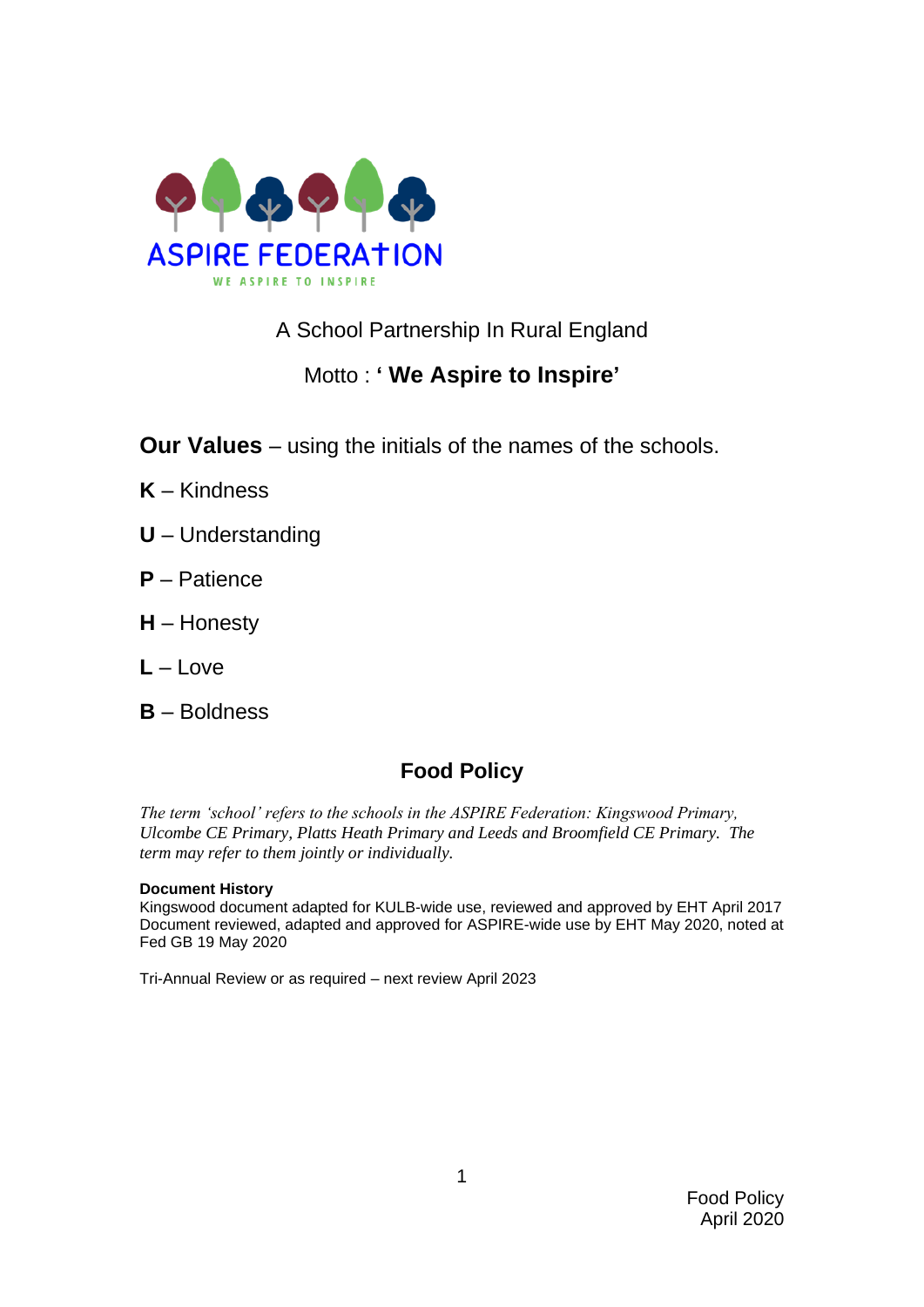ASPIRE FEDERATION

WE ASPIRE TO INSPIRE

A School Partnership In Rural England

Motto : **' We Aspire to Inspire'**

**Our Values** – using the initials of the names of the schools.

**K** – Kindness

**U** – Understanding

**P** – Patience

**H** – Honesty

**L** – Love

**B** – Boldness

# Food Policy

*The term 'school' refers to the schools in the ASPIRE Federation: Kingswood Primary, Ulcombe CE Primary, Platts Heath Primary and Leeds and Broomfield CE Primary. The term may refer to them jointly or individually.*

**Document History**
Kingswood document adapted for KULB-wide use, reviewed and approved by EHT April 2017
Document reviewed, adapted and approved for ASPIRE-wide use by EHT May 2020, noted at Fed GB 19 May 2020

Tri-Annual Review or as required – next review April 2023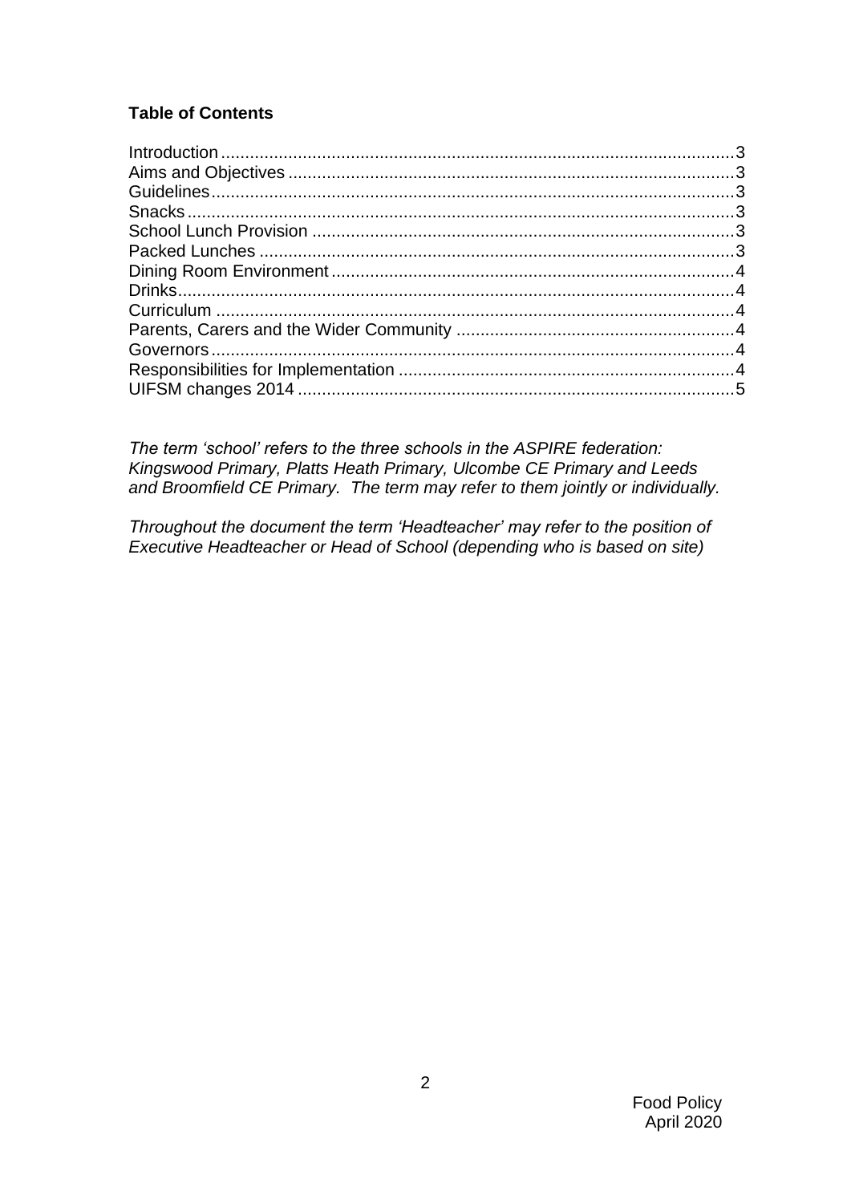**Table of Contents**

Introduction ..........................................................................................................3
Aims and Objectives ............................................................................................3
Guidelines............................................................................................................3
Snacks.................................................................................................................3
School Lunch Provision .......................................................................................3
Packed Lunches ..................................................................................................3
Dining Room Environment...................................................................................4
Drinks...................................................................................................................4
Curriculum ...........................................................................................................4
Parents, Carers and the Wider Community .........................................................4
Governors............................................................................................................4
Responsibilities for Implementation .....................................................................4
UIFSM changes 2014 ..........................................................................................5

*The term 'school' refers to the three schools in the ASPIRE federation: Kingswood Primary, Platts Heath Primary, Ulcombe CE Primary and Leeds and Broomfield CE Primary. The term may refer to them jointly or individually.*

*Throughout the document the term 'Headteacher' may refer to the position of Executive Headteacher or Head of School (depending who is based on site)*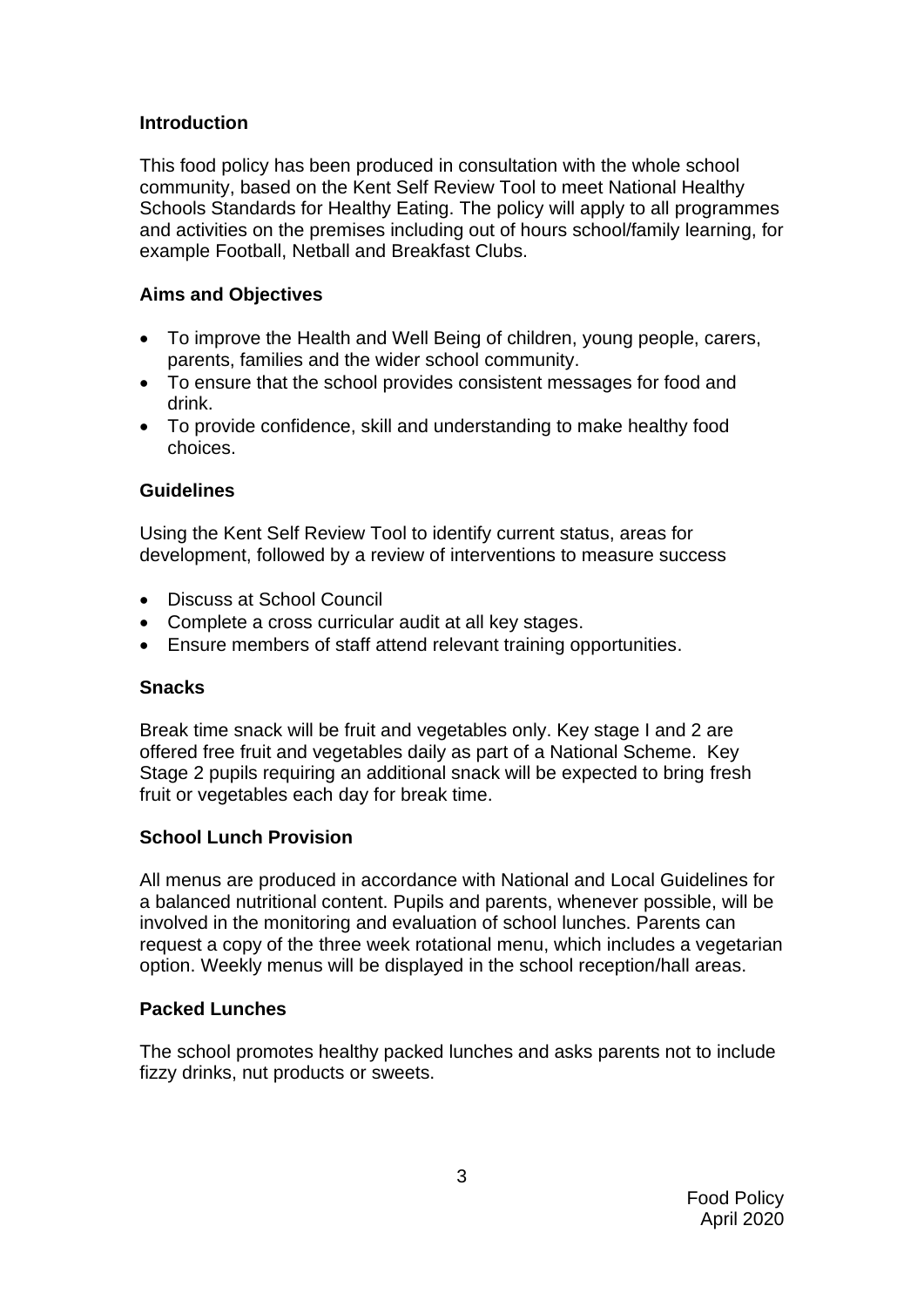## Introduction

This food policy has been produced in consultation with the whole school community, based on the Kent Self Review Tool to meet National Healthy Schools Standards for Healthy Eating. The policy will apply to all programmes and activities on the premises including out of hours school/family learning, for example Football, Netball and Breakfast Clubs.

## Aims and Objectives

- To improve the Health and Well Being of children, young people, carers, parents, families and the wider school community.
- To ensure that the school provides consistent messages for food and drink.
- To provide confidence, skill and understanding to make healthy food choices.

## Guidelines

Using the Kent Self Review Tool to identify current status, areas for development, followed by a review of interventions to measure success

- Discuss at School Council
- Complete a cross curricular audit at all key stages.
- Ensure members of staff attend relevant training opportunities.

## Snacks

Break time snack will be fruit and vegetables only. Key stage I and 2 are offered free fruit and vegetables daily as part of a National Scheme. Key Stage 2 pupils requiring an additional snack will be expected to bring fresh fruit or vegetables each day for break time.

## School Lunch Provision

All menus are produced in accordance with National and Local Guidelines for a balanced nutritional content. Pupils and parents, whenever possible, will be involved in the monitoring and evaluation of school lunches. Parents can request a copy of the three week rotational menu, which includes a vegetarian option. Weekly menus will be displayed in the school reception/hall areas.

## Packed Lunches

The school promotes healthy packed lunches and asks parents not to include fizzy drinks, nut products or sweets.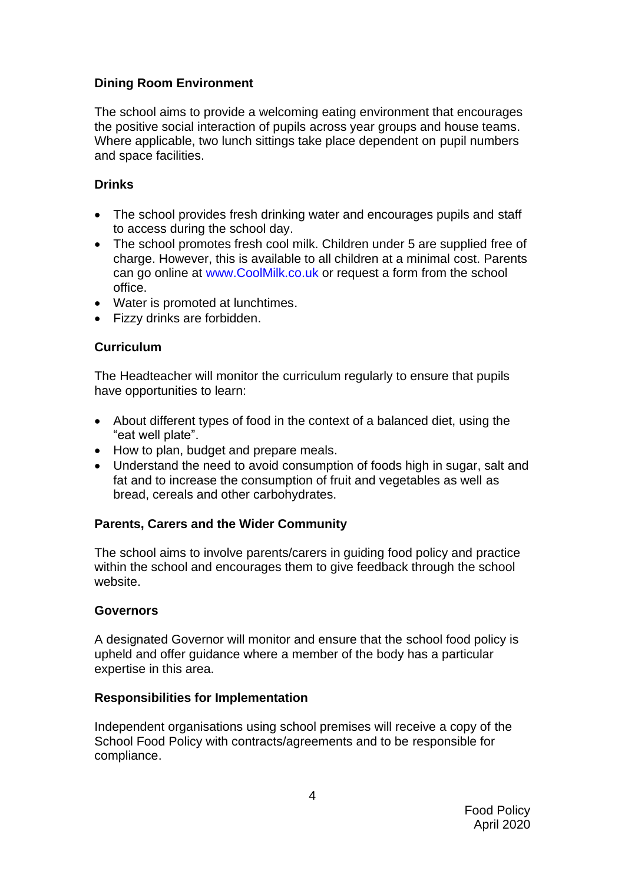**Dining Room Environment**

The school aims to provide a welcoming eating environment that encourages the positive social interaction of pupils across year groups and house teams. Where applicable, two lunch sittings take place dependent on pupil numbers and space facilities.

**Drinks**

- The school provides fresh drinking water and encourages pupils and staff to access during the school day.
- The school promotes fresh cool milk. Children under 5 are supplied free of charge. However, this is available to all children at a minimal cost. Parents can go online at www.CoolMilk.co.uk or request a form from the school office.
- Water is promoted at lunchtimes.
- Fizzy drinks are forbidden.

**Curriculum**

The Headteacher will monitor the curriculum regularly to ensure that pupils have opportunities to learn:

- About different types of food in the context of a balanced diet, using the "eat well plate".
- How to plan, budget and prepare meals.
- Understand the need to avoid consumption of foods high in sugar, salt and fat and to increase the consumption of fruit and vegetables as well as bread, cereals and other carbohydrates.

**Parents, Carers and the Wider Community**

The school aims to involve parents/carers in guiding food policy and practice within the school and encourages them to give feedback through the school website.

**Governors**

A designated Governor will monitor and ensure that the school food policy is upheld and offer guidance where a member of the body has a particular expertise in this area.

**Responsibilities for Implementation**

Independent organisations using school premises will receive a copy of the School Food Policy with contracts/agreements and to be responsible for compliance.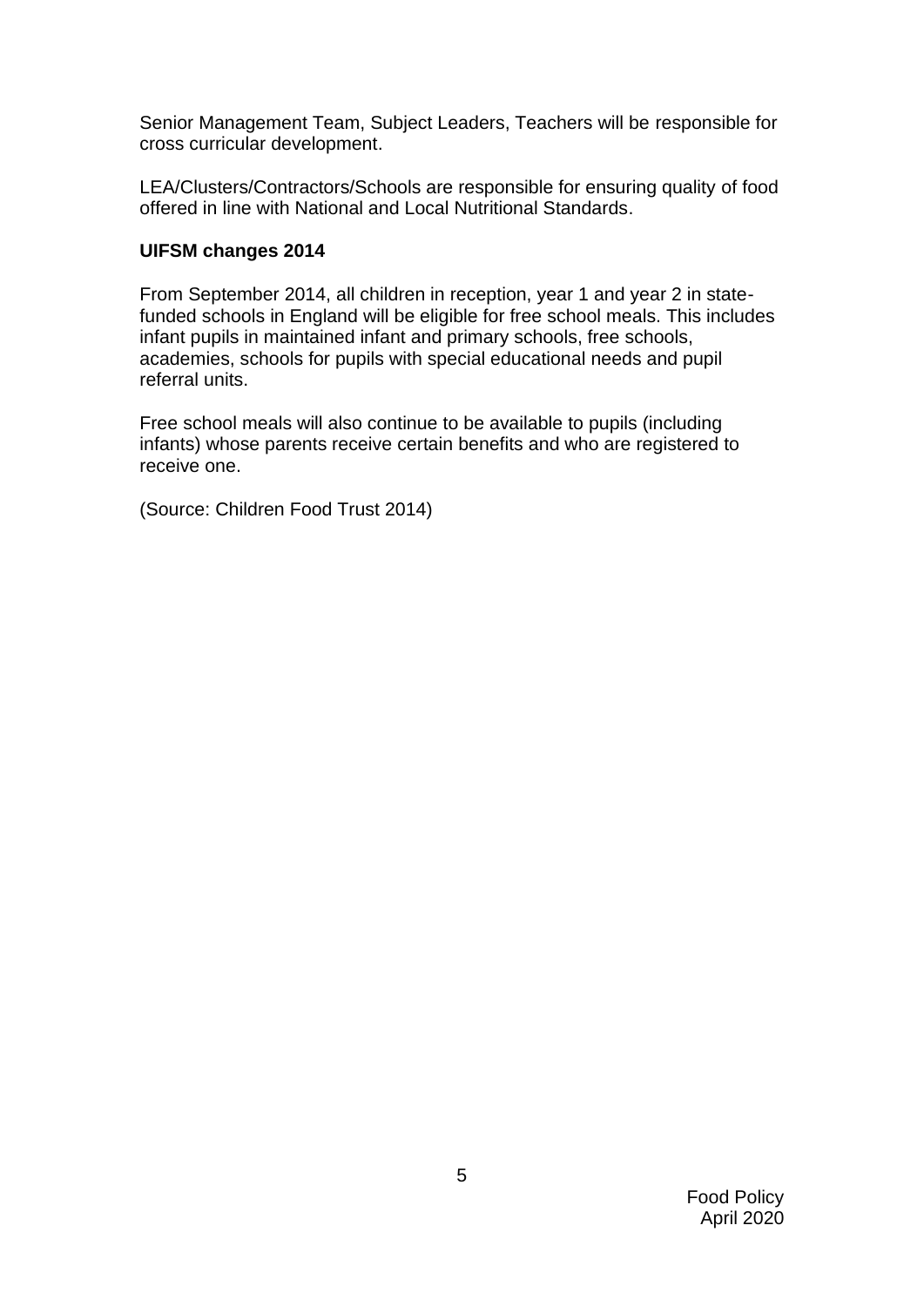Senior Management Team, Subject Leaders, Teachers will be responsible for cross curricular development.

LEA/Clusters/Contractors/Schools are responsible for ensuring quality of food offered in line with National and Local Nutritional Standards.

**UIFSM changes 2014**

From September 2014, all children in reception, year 1 and year 2 in state-funded schools in England will be eligible for free school meals. This includes infant pupils in maintained infant and primary schools, free schools, academies, schools for pupils with special educational needs and pupil referral units.

Free school meals will also continue to be available to pupils (including infants) whose parents receive certain benefits and who are registered to receive one.

(Source: Children Food Trust 2014)